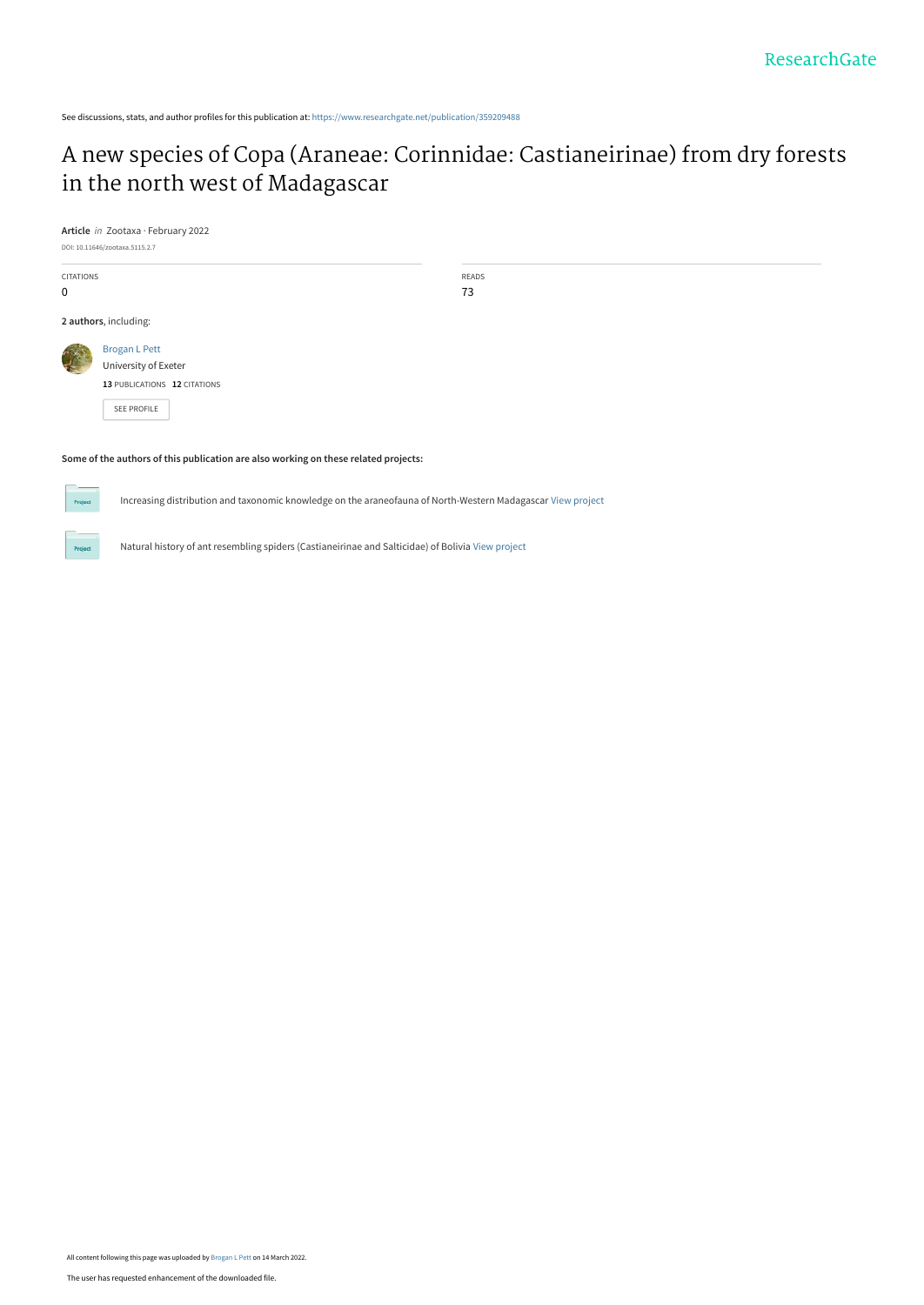See discussions, stats, and author profiles for this publication at: https://www.researchgate.net/publication/359209488

# A new species of Copa (Araneae: Corinnidae: Castianeirinae) from dry forests in the north west of Madagascar

**Article** *in* Zootaxa · February 2022

DOI: 10.11646/zootaxa.5115.2.7

| CITATIONS | READS |
| --- | --- |
| 0 | 73 |

**2 authors**, including:

Brogan L Pett
University of Exeter
**13** PUBLICATIONS **12** CITATIONS

SEE PROFILE

**Some of the authors of this publication are also working on these related projects:**

Increasing distribution and taxonomic knowledge on the araneofauna of North-Western Madagascar View project

Natural history of ant resembling spiders (Castianeirinae and Salticidae) of Bolivia View project

All content following this page was uploaded by Brogan L Pett on 14 March 2022.

The user has requested enhancement of the downloaded file.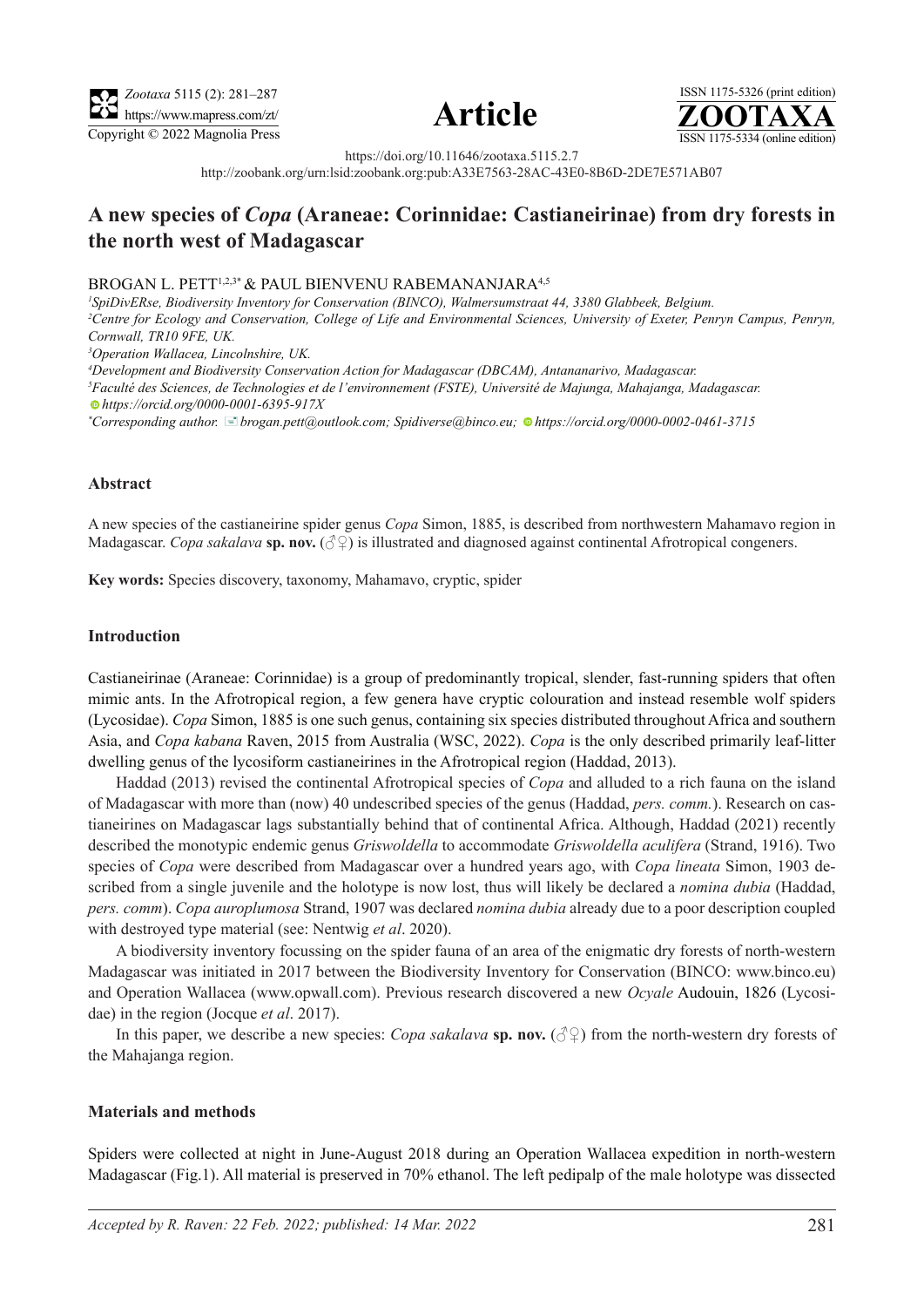# A new species of *Copa* (Araneae: Corinnidae: Castianeirinae) from dry forests in the north west of Madagascar

BROGAN L. PETT[1,2,3*] & PAUL BIENVENU RABEMANANJARA[4,5]

[1]*SpiDivERse, Biodiversity Inventory for Conservation (BINCO), Walmersumstraat 44, 3380 Glabbeek, Belgium.*

[2]*Centre for Ecology and Conservation, College of Life and Environmental Sciences, University of Exeter, Penryn Campus, Penryn, Cornwall, TR10 9FE, UK.*

[3]*Operation Wallacea, Lincolnshire, UK.*

[4]*Development and Biodiversity Conservation Action for Madagascar (DBCAM), Antananarivo, Madagascar.*

[5]*Faculté des Sciences, de Technologies et de l'environnement (FSTE), Université de Majunga, Mahajanga, Madagascar.*

*https://orcid.org/0000-0001-6395-917X*

[*]*Corresponding author. brogan.pett@outlook.com; Spidiverse@binco.eu; https://orcid.org/0000-0002-0461-3715*

### Abstract

A new species of the castianeirine spider genus *Copa* Simon, 1885, is described from northwestern Mahamavo region in Madagascar. *Copa sakalava* **sp. nov.** (♂♀) is illustrated and diagnosed against continental Afrotropical congeners.

**Key words:** Species discovery, taxonomy, Mahamavo, cryptic, spider

### Introduction

Castianeirinae (Araneae: Corinnidae) is a group of predominantly tropical, slender, fast-running spiders that often mimic ants. In the Afrotropical region, a few genera have cryptic colouration and instead resemble wolf spiders (Lycosidae). *Copa* Simon, 1885 is one such genus, containing six species distributed throughout Africa and southern Asia, and *Copa kabana* Raven, 2015 from Australia (WSC, 2022). *Copa* is the only described primarily leaf-litter dwelling genus of the lycosiform castianeirines in the Afrotropical region (Haddad, 2013).

Haddad (2013) revised the continental Afrotropical species of *Copa* and alluded to a rich fauna on the island of Madagascar with more than (now) 40 undescribed species of the genus (Haddad, *pers. comm.*). Research on castianeirines on Madagascar lags substantially behind that of continental Africa. Although, Haddad (2021) recently described the monotypic endemic genus *Griswoldella* to accommodate *Griswoldella aculifera* (Strand, 1916). Two species of *Copa* were described from Madagascar over a hundred years ago, with *Copa lineata* Simon, 1903 described from a single juvenile and the holotype is now lost, thus will likely be declared a *nomina dubia* (Haddad, *pers. comm*). *Copa auroplumosa* Strand, 1907 was declared *nomina dubia* already due to a poor description coupled with destroyed type material (see: Nentwig *et al*. 2020).

A biodiversity inventory focussing on the spider fauna of an area of the enigmatic dry forests of north-western Madagascar was initiated in 2017 between the Biodiversity Inventory for Conservation (BINCO: www.binco.eu) and Operation Wallacea (www.opwall.com). Previous research discovered a new *Ocyale* Audouin, 1826 (Lycosidae) in the region (Jocque *et al*. 2017).

In this paper, we describe a new species: *Copa sakalava* **sp. nov.** (♂♀) from the north-western dry forests of the Mahajanga region.

### Materials and methods

Spiders were collected at night in June-August 2018 during an Operation Wallacea expedition in north-western Madagascar (Fig.1). All material is preserved in 70% ethanol. The left pedipalp of the male holotype was dissected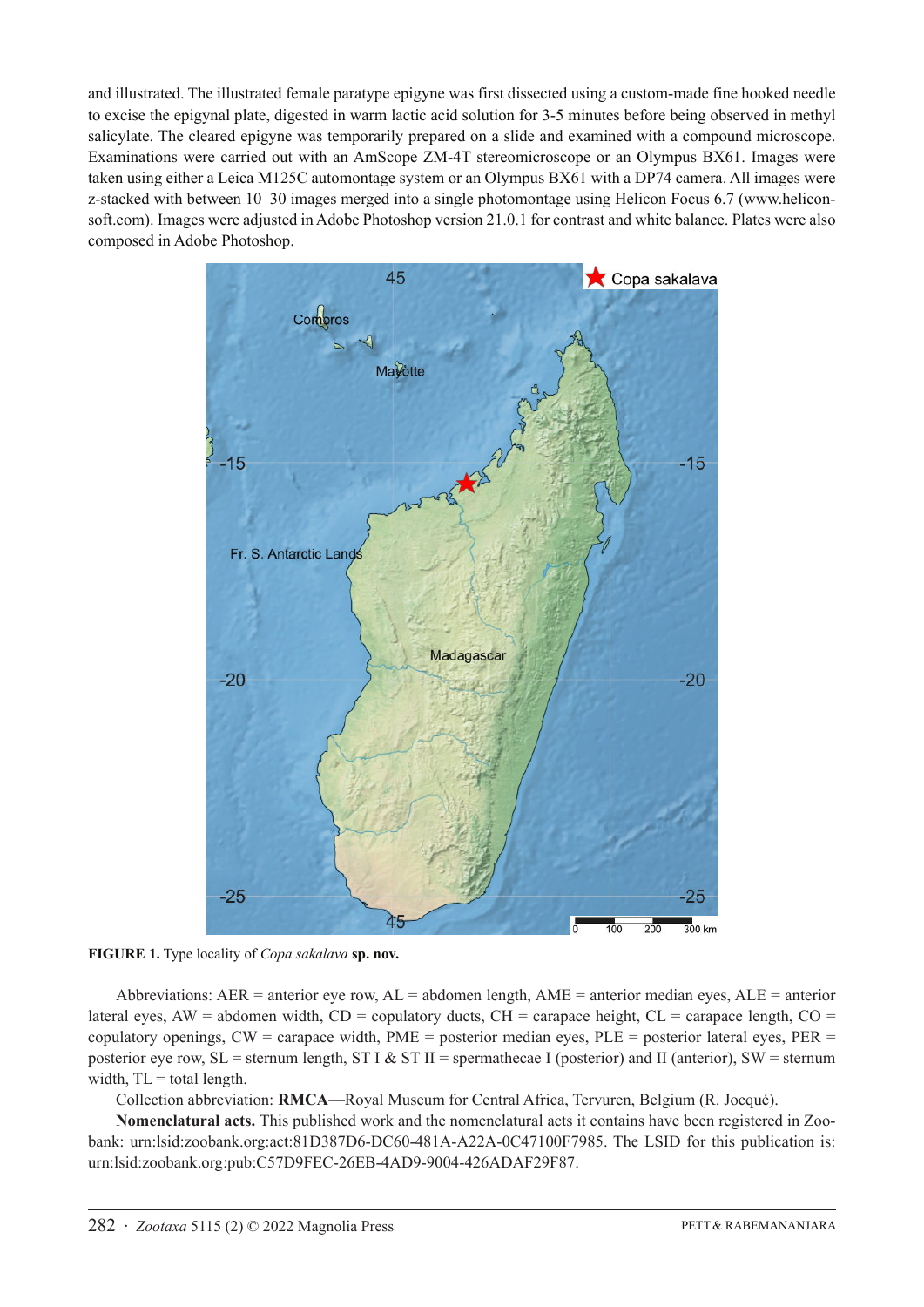and illustrated. The illustrated female paratype epigyne was first dissected using a custom-made fine hooked needle to excise the epigynal plate, digested in warm lactic acid solution for 3-5 minutes before being observed in methyl salicylate. The cleared epigyne was temporarily prepared on a slide and examined with a compound microscope. Examinations were carried out with an AmScope ZM-4T stereomicroscope or an Olympus BX61. Images were taken using either a Leica M125C automontage system or an Olympus BX61 with a DP74 camera. All images were z-stacked with between 10–30 images merged into a single photomontage using Helicon Focus 6.7 (www.heliconsoft.com). Images were adjusted in Adobe Photoshop version 21.0.1 for contrast and white balance. Plates were also composed in Adobe Photoshop.

**FIGURE 1.** Type locality of *Copa sakalava* **sp. nov.**

Abbreviations: AER = anterior eye row, AL = abdomen length, AME = anterior median eyes, ALE = anterior lateral eyes, AW = abdomen width, CD = copulatory ducts, CH = carapace height, CL = carapace length, CO = copulatory openings, CW = carapace width, PME = posterior median eyes, PLE = posterior lateral eyes, PER = posterior eye row, SL = sternum length, ST I & ST II = spermathecae I (posterior) and II (anterior), SW = sternum width, TL = total length.

Collection abbreviation: **RMCA**—Royal Museum for Central Africa, Tervuren, Belgium (R. Jocqué).

**Nomenclatural acts.** This published work and the nomenclatural acts it contains have been registered in Zoobank: urn:lsid:zoobank.org:act:81D387D6-DC60-481A-A22A-0C47100F7985. The LSID for this publication is: urn:lsid:zoobank.org:pub:C57D9FEC-26EB-4AD9-9004-426ADAF29F87.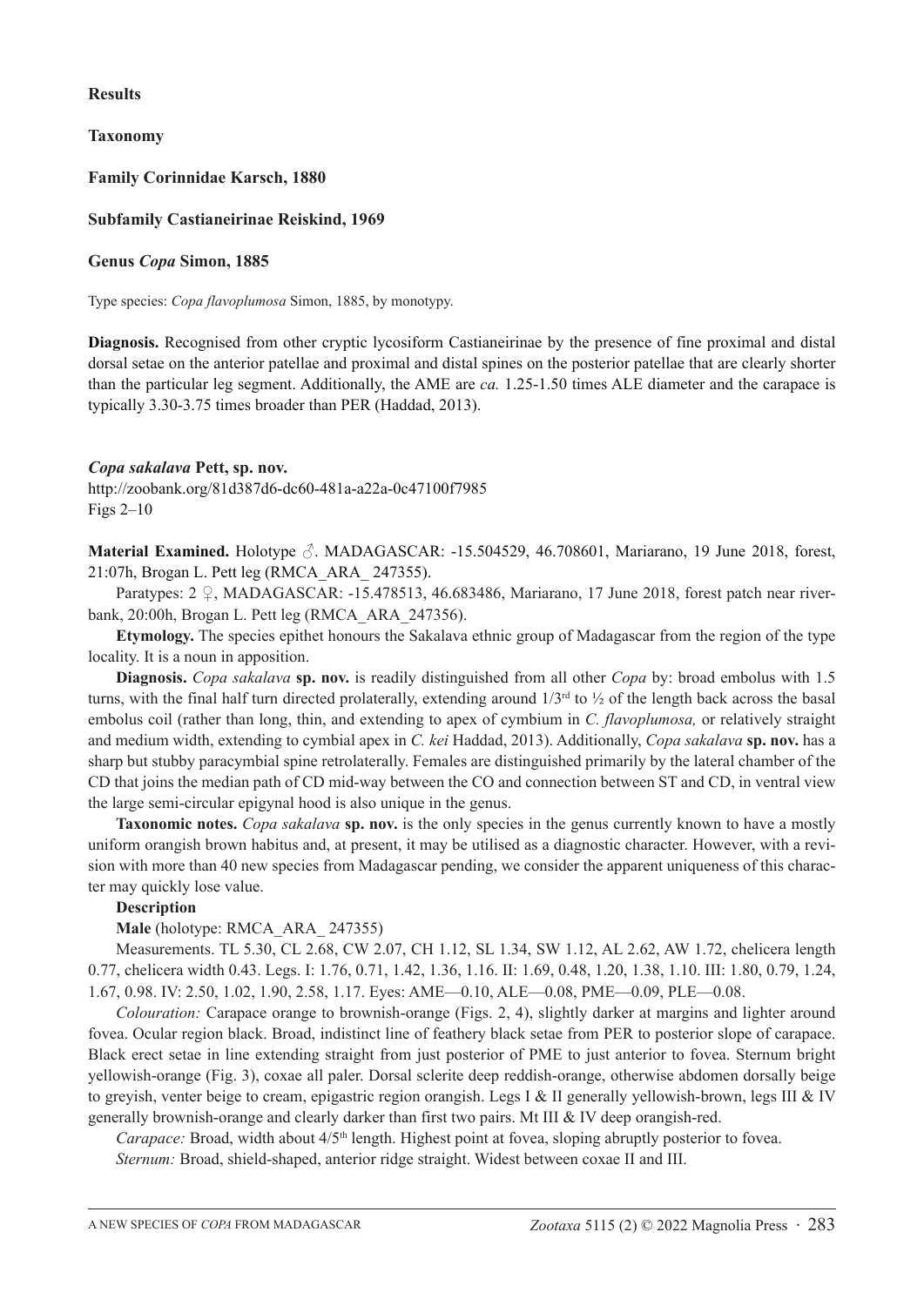## Results

### Taxonomy

### Family Corinnidae Karsch, 1880

### Subfamily Castianeirinae Reiskind, 1969

### Genus *Copa* Simon, 1885

Type species: *Copa flavoplumosa* Simon, 1885, by monotypy.

**Diagnosis.** Recognised from other cryptic lycosiform Castianeirinae by the presence of fine proximal and distal dorsal setae on the anterior patellae and proximal and distal spines on the posterior patellae that are clearly shorter than the particular leg segment. Additionally, the AME are *ca.* 1.25-1.50 times ALE diameter and the carapace is typically 3.30-3.75 times broader than PER (Haddad, 2013).

#### *Copa sakalava* Pett, sp. nov.

http://zoobank.org/81d387d6-dc60-481a-a22a-0c47100f7985
Figs 2–10

**Material Examined.** Holotype ♂. MADAGASCAR: -15.504529, 46.708601, Mariarano, 19 June 2018, forest, 21:07h, Brogan L. Pett leg (RMCA_ARA_ 247355).

Paratypes: 2 ♀, MADAGASCAR: -15.478513, 46.683486, Mariarano, 17 June 2018, forest patch near riverbank, 20:00h, Brogan L. Pett leg (RMCA_ARA_247356).

**Etymology.** The species epithet honours the Sakalava ethnic group of Madagascar from the region of the type locality. It is a noun in apposition.

**Diagnosis.** *Copa sakalava* **sp. nov.** is readily distinguished from all other *Copa* by: broad embolus with 1.5 turns, with the final half turn directed prolaterally, extending around 1/3rd to ½ of the length back across the basal embolus coil (rather than long, thin, and extending to apex of cymbium in *C. flavoplumosa,* or relatively straight and medium width, extending to cymbial apex in *C. kei* Haddad, 2013). Additionally, *Copa sakalava* **sp. nov.** has a sharp but stubby paracymbial spine retrolaterally. Females are distinguished primarily by the lateral chamber of the CD that joins the median path of CD mid-way between the CO and connection between ST and CD, in ventral view the large semi-circular epigynal hood is also unique in the genus.

**Taxonomic notes.** *Copa sakalava* **sp. nov.** is the only species in the genus currently known to have a mostly uniform orangish brown habitus and, at present, it may be utilised as a diagnostic character. However, with a revision with more than 40 new species from Madagascar pending, we consider the apparent uniqueness of this character may quickly lose value.

**Description**

**Male** (holotype: RMCA_ARA_ 247355)

Measurements. TL 5.30, CL 2.68, CW 2.07, CH 1.12, SL 1.34, SW 1.12, AL 2.62, AW 1.72, chelicera length 0.77, chelicera width 0.43. Legs. I: 1.76, 0.71, 1.42, 1.36, 1.16. II: 1.69, 0.48, 1.20, 1.38, 1.10. III: 1.80, 0.79, 1.24, 1.67, 0.98. IV: 2.50, 1.02, 1.90, 2.58, 1.17. Eyes: AME—0.10, ALE—0.08, PME—0.09, PLE—0.08.

*Colouration:* Carapace orange to brownish-orange (Figs. 2, 4), slightly darker at margins and lighter around fovea. Ocular region black. Broad, indistinct line of feathery black setae from PER to posterior slope of carapace. Black erect setae in line extending straight from just posterior of PME to just anterior to fovea. Sternum bright yellowish-orange (Fig. 3), coxae all paler. Dorsal sclerite deep reddish-orange, otherwise abdomen dorsally beige to greyish, venter beige to cream, epigastric region orangish. Legs I & II generally yellowish-brown, legs III & IV generally brownish-orange and clearly darker than first two pairs. Mt III & IV deep orangish-red.

*Carapace:* Broad, width about 4/5th length. Highest point at fovea, sloping abruptly posterior to fovea.

*Sternum:* Broad, shield-shaped, anterior ridge straight. Widest between coxae II and III.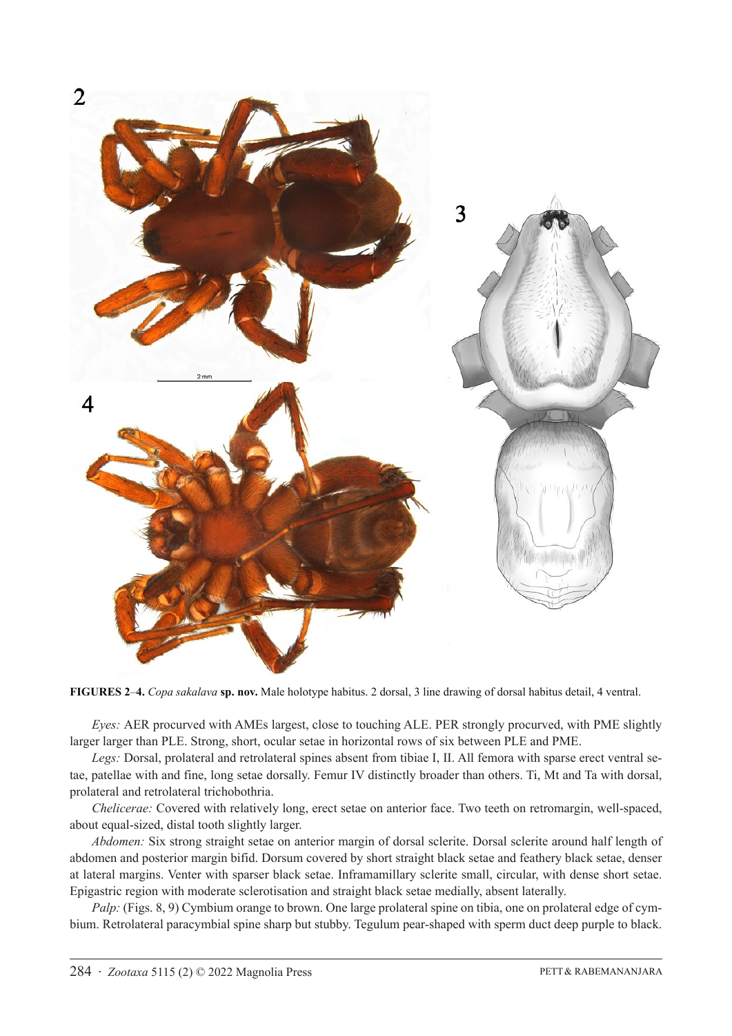**FIGURES 2–4.** *Copa sakalava* **sp. nov.** Male holotype habitus. 2 dorsal, 3 line drawing of dorsal habitus detail, 4 ventral.

*Eyes:* AER procurved with AMEs largest, close to touching ALE. PER strongly procurved, with PME slightly larger larger than PLE. Strong, short, ocular setae in horizontal rows of six between PLE and PME.

*Legs:* Dorsal, prolateral and retrolateral spines absent from tibiae I, II. All femora with sparse erect ventral setae, patellae with and fine, long setae dorsally. Femur IV distinctly broader than others. Ti, Mt and Ta with dorsal, prolateral and retrolateral trichobothria.

*Chelicerae:* Covered with relatively long, erect setae on anterior face. Two teeth on retromargin, well-spaced, about equal-sized, distal tooth slightly larger.

*Abdomen:* Six strong straight setae on anterior margin of dorsal sclerite. Dorsal sclerite around half length of abdomen and posterior margin bifid. Dorsum covered by short straight black setae and feathery black setae, denser at lateral margins. Venter with sparser black setae. Inframamillary sclerite small, circular, with dense short setae. Epigastric region with moderate sclerotisation and straight black setae medially, absent laterally.

*Palp:* (Figs. 8, 9) Cymbium orange to brown. One large prolateral spine on tibia, one on prolateral edge of cymbium. Retrolateral paracymbial spine sharp but stubby. Tegulum pear-shaped with sperm duct deep purple to black.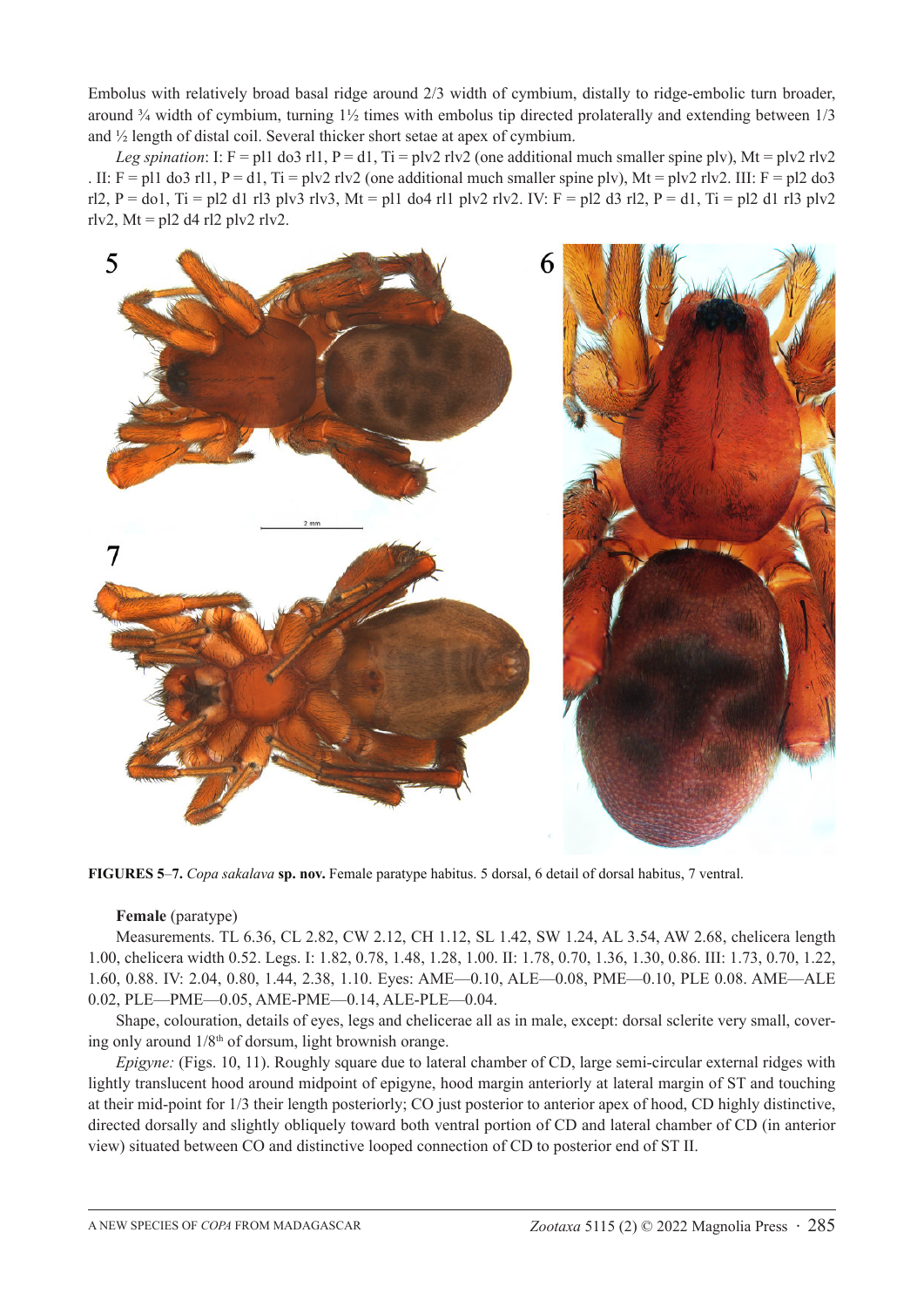Embolus with relatively broad basal ridge around 2/3 width of cymbium, distally to ridge-embolic turn broader, around ¾ width of cymbium, turning 1½ times with embolus tip directed prolaterally and extending between 1/3 and ½ length of distal coil. Several thicker short setae at apex of cymbium.

*Leg spination*: I: F = pl1 do3 rl1, P = d1, Ti = plv2 rlv2 (one additional much smaller spine plv), Mt = plv2 rlv2 . II: F = pl1 do3 rl1, P = d1, Ti = plv2 rlv2 (one additional much smaller spine plv), Mt = plv2 rlv2. III: F = pl2 do3 rl2, P = do1, Ti = pl2 d1 rl3 plv3 rlv3, Mt = pl1 do4 rl1 plv2 rlv2. IV: F = pl2 d3 rl2, P = d1, Ti = pl2 d1 rl3 plv2 rlv2, Mt = pl2 d4 rl2 plv2 rlv2.

**FIGURES 5**–**7.** *Copa sakalava* **sp. nov.** Female paratype habitus. 5 dorsal, 6 detail of dorsal habitus, 7 ventral.

**Female** (paratype)

Measurements. TL 6.36, CL 2.82, CW 2.12, CH 1.12, SL 1.42, SW 1.24, AL 3.54, AW 2.68, chelicera length 1.00, chelicera width 0.52. Legs. I: 1.82, 0.78, 1.48, 1.28, 1.00. II: 1.78, 0.70, 1.36, 1.30, 0.86. III: 1.73, 0.70, 1.22, 1.60, 0.88. IV: 2.04, 0.80, 1.44, 2.38, 1.10. Eyes: AME—0.10, ALE—0.08, PME—0.10, PLE 0.08. AME—ALE 0.02, PLE—PME—0.05, AME-PME—0.14, ALE-PLE—0.04.

Shape, colouration, details of eyes, legs and chelicerae all as in male, except: dorsal sclerite very small, covering only around 1/8[th] of dorsum, light brownish orange.

*Epigyne:* (Figs. 10, 11). Roughly square due to lateral chamber of CD, large semi-circular external ridges with lightly translucent hood around midpoint of epigyne, hood margin anteriorly at lateral margin of ST and touching at their mid-point for 1/3 their length posteriorly; CO just posterior to anterior apex of hood, CD highly distinctive, directed dorsally and slightly obliquely toward both ventral portion of CD and lateral chamber of CD (in anterior view) situated between CO and distinctive looped connection of CD to posterior end of ST II.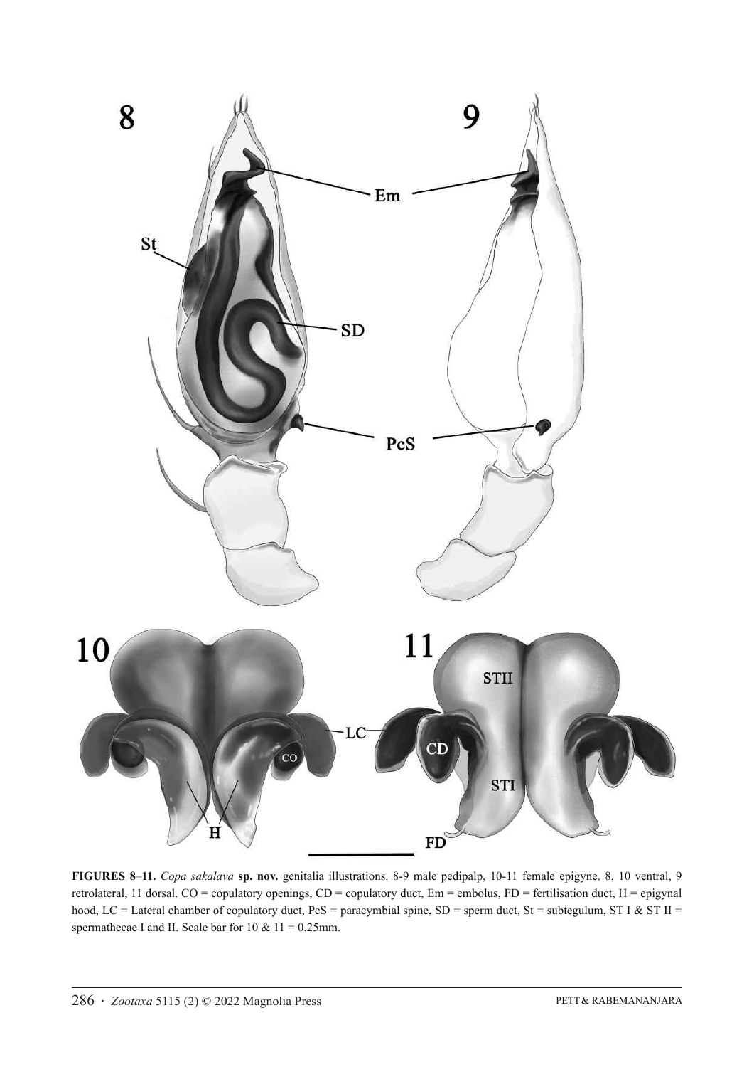**FIGURES 8–11.** *Copa sakalava* **sp. nov.** genitalia illustrations. 8-9 male pedipalp, 10-11 female epigyne. 8, 10 ventral, 9 retrolateral, 11 dorsal. CO = copulatory openings, CD = copulatory duct, Em = embolus, FD = fertilisation duct, H = epigynal hood, LC = Lateral chamber of copulatory duct, PcS = paracymbial spine, SD = sperm duct, St = subtegulum, ST I & ST II = spermathecae I and II. Scale bar for 10 & 11 = 0.25mm.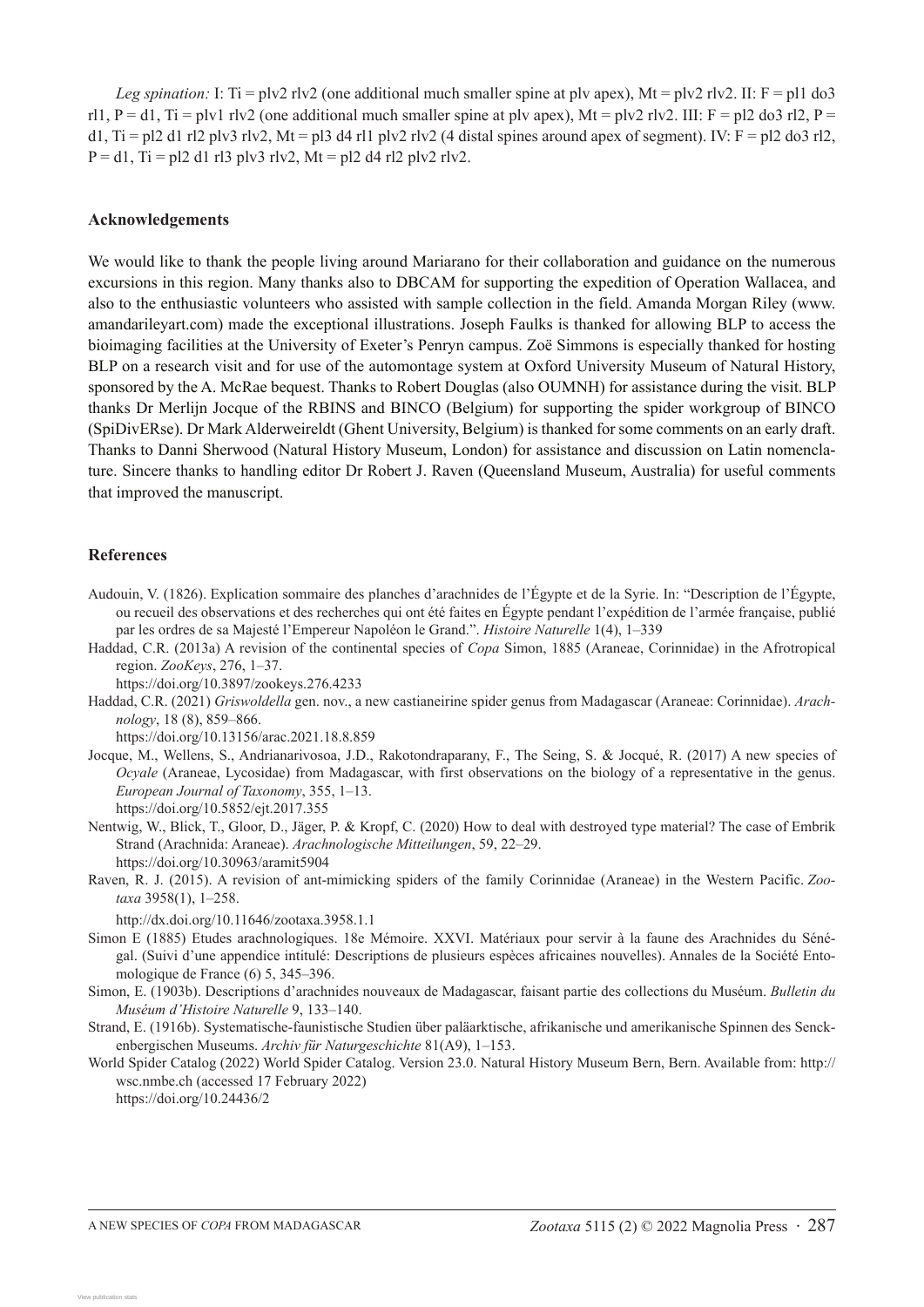*Leg spination:* I: Ti = plv2 rlv2 (one additional much smaller spine at plv apex), Mt = plv2 rlv2. II: F = pl1 do3 rl1, P = d1, Ti = plv1 rlv2 (one additional much smaller spine at plv apex), Mt = plv2 rlv2. III: F = pl2 do3 rl2, P = d1, Ti = pl2 d1 rl2 plv3 rlv2, Mt = pl3 d4 rl1 plv2 rlv2 (4 distal spines around apex of segment). IV: F = pl2 do3 rl2, P = d1, Ti = pl2 d1 rl3 plv3 rlv2, Mt = pl2 d4 rl2 plv2 rlv2.

## Acknowledgements

We would like to thank the people living around Mariarano for their collaboration and guidance on the numerous excursions in this region. Many thanks also to DBCAM for supporting the expedition of Operation Wallacea, and also to the enthusiastic volunteers who assisted with sample collection in the field. Amanda Morgan Riley (www.amandarileyart.com) made the exceptional illustrations. Joseph Faulks is thanked for allowing BLP to access the bioimaging facilities at the University of Exeter's Penryn campus. Zoë Simmons is especially thanked for hosting BLP on a research visit and for use of the automontage system at Oxford University Museum of Natural History, sponsored by the A. McRae bequest. Thanks to Robert Douglas (also OUMNH) for assistance during the visit. BLP thanks Dr Merlijn Jocque of the RBINS and BINCO (Belgium) for supporting the spider workgroup of BINCO (SpiDivERse). Dr Mark Alderweireldt (Ghent University, Belgium) is thanked for some comments on an early draft. Thanks to Danni Sherwood (Natural History Museum, London) for assistance and discussion on Latin nomenclature. Sincere thanks to handling editor Dr Robert J. Raven (Queensland Museum, Australia) for useful comments that improved the manuscript.

## References

Audouin, V. (1826). Explication sommaire des planches d'arachnides de l'Égypte et de la Syrie. In: "Description de l'Égypte, ou recueil des observations et des recherches qui ont été faites en Égypte pendant l'expédition de l'armée française, publié par les ordres de sa Majesté l'Empereur Napoléon le Grand.". *Histoire Naturelle* 1(4), 1–339

Haddad, C.R. (2013a) A revision of the continental species of *Copa* Simon, 1885 (Araneae, Corinnidae) in the Afrotropical region. *ZooKeys*, 276, 1–37.
https://doi.org/10.3897/zookeys.276.4233

Haddad, C.R. (2021) *Griswoldella* gen. nov., a new castianeirine spider genus from Madagascar (Araneae: Corinnidae). *Arachnology*, 18 (8), 859–866.
https://doi.org/10.13156/arac.2021.18.8.859

Jocque, M., Wellens, S., Andrianarivosoa, J.D., Rakotondraparany, F., The Seing, S. & Jocqué, R. (2017) A new species of *Ocyale* (Araneae, Lycosidae) from Madagascar, with first observations on the biology of a representative in the genus. *European Journal of Taxonomy*, 355, 1–13.
https://doi.org/10.5852/ejt.2017.355

Nentwig, W., Blick, T., Gloor, D., Jäger, P. & Kropf, C. (2020) How to deal with destroyed type material? The case of Embrik Strand (Arachnida: Araneae). *Arachnologische Mitteilungen*, 59, 22–29.
https://doi.org/10.30963/aramit5904

Raven, R. J. (2015). A revision of ant-mimicking spiders of the family Corinnidae (Araneae) in the Western Pacific. *Zootaxa* 3958(1), 1–258.
http://dx.doi.org/10.11646/zootaxa.3958.1.1

Simon E (1885) Etudes arachnologiques. 18e Mémoire. XXVI. Matériaux pour servir à la faune des Arachnides du Sénégal. (Suivi d'une appendice intitulé: Descriptions de plusieurs espèces africaines nouvelles). Annales de la Société Entomologique de France (6) 5, 345–396.

Simon, E. (1903b). Descriptions d'arachnides nouveaux de Madagascar, faisant partie des collections du Muséum. *Bulletin du Muséum d'Histoire Naturelle* 9, 133–140.

Strand, E. (1916b). Systematische-faunistische Studien über paläarktische, afrikanische und amerikanische Spinnen des Senckenbergischen Museums. *Archiv für Naturgeschichte* 81(A9), 1–153.

World Spider Catalog (2022) World Spider Catalog. Version 23.0. Natural History Museum Bern, Bern. Available from: http://wsc.nmbe.ch (accessed 17 February 2022)
https://doi.org/10.24436/2